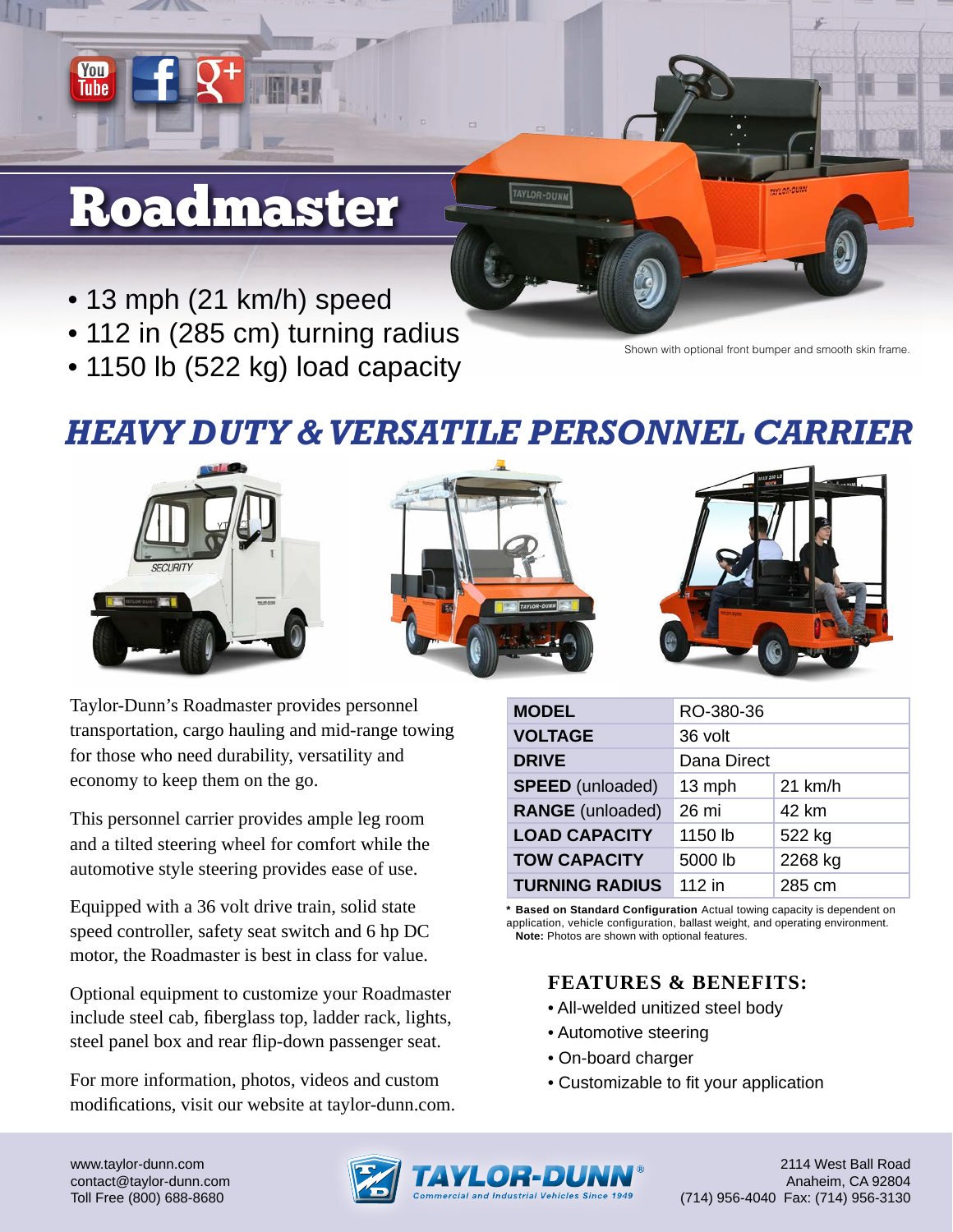# Roadmaster

- 13 mph (21 km/h) speed
- 112 in (285 cm) turning radius
- 1150 lb (522 kg) load capacity

Shown with optional front bumper and smooth skin frame.

## *HEAVY DUTY & VERSATILE PERSONNEL CARRIER*

Taylor-Dunn's Roadmaster provides personnel transportation, cargo hauling and mid-range towing for those who need durability, versatility and economy to keep them on the go.

This personnel carrier provides ample leg room and a tilted steering wheel for comfort while the automotive style steering provides ease of use.

Equipped with a 36 volt drive train, solid state speed controller, safety seat switch and 6 hp DC motor, the Roadmaster is best in class for value.

Optional equipment to customize your Roadmaster include steel cab, fiberglass top, ladder rack, lights, steel panel box and rear flip-down passenger seat.

For more information, photos, videos and custom modifications, visit our website at taylor-dunn.com.

| **MODEL** | RO-380-36 | |
|---|---|---|
| **VOLTAGE** | 36 volt | |
| **DRIVE** | Dana Direct | |
| **SPEED** (unloaded) | 13 mph | 21 km/h |
| **RANGE** (unloaded) | 26 mi | 42 km |
| **LOAD CAPACITY** | 1150 lb | 522 kg |
| **TOW CAPACITY** | 5000 lb | 2268 kg |
| **TURNING RADIUS** | 112 in | 285 cm |

\* **Based on Standard Configuration** Actual towing capacity is dependent on application, vehicle configuration, ballast weight, and operating environment.
**Note:** Photos are shown with optional features.

### FEATURES & BENEFITS:

- All-welded unitized steel body
- Automotive steering
- On-board charger
- Customizable to fit your application

www.taylor-dunn.com
contact@taylor-dunn.com
Toll Free (800) 688-8680

TAYLOR-DUNN® Commercial and Industrial Vehicles Since 1949

2114 West Ball Road
Anaheim, CA 92804
(714) 956-4040 Fax: (714) 956-3130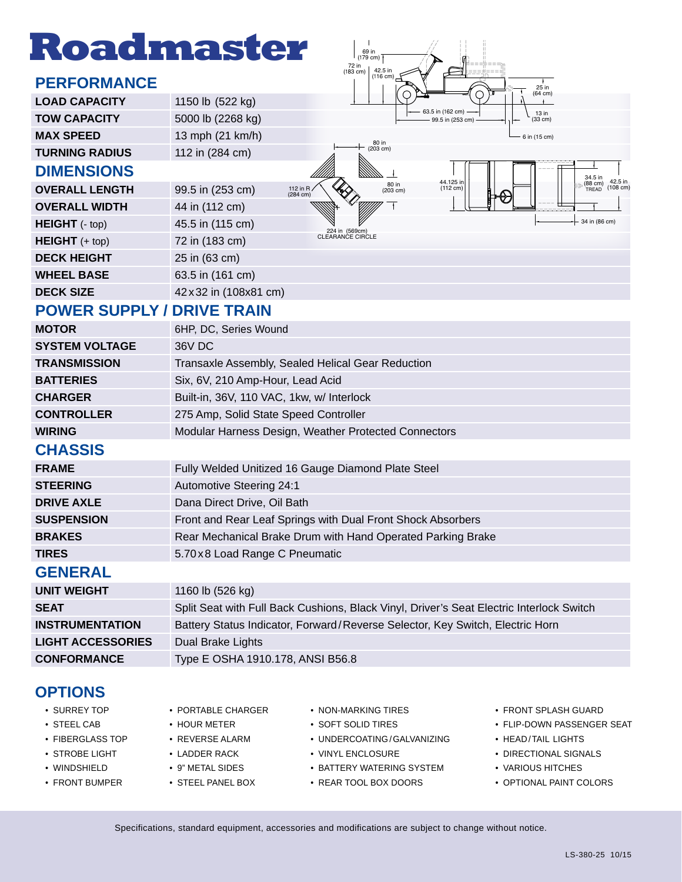# Roadmaster

## PERFORMANCE

| | |
|---|---|
| **LOAD CAPACITY** | 1150 lb (522 kg) |
| **TOW CAPACITY** | 5000 lb (2268 kg) |
| **MAX SPEED** | 13 mph (21 km/h) |
| **TURNING RADIUS** | 112 in (284 cm) |

## DIMENSIONS

| | |
|---|---|
| **OVERALL LENGTH** | 99.5 in (253 cm) |
| **OVERALL WIDTH** | 44 in (112 cm) |
| **HEIGHT** (- top) | 45.5 in (115 cm) |
| **HEIGHT** (+ top) | 72 in (183 cm) |
| **DECK HEIGHT** | 25 in (63 cm) |
| **WHEEL BASE** | 63.5 in (161 cm) |
| **DECK SIZE** | 42 x 32 in (108x81 cm) |

69 in (179 cm)
72 in (183 cm)
42.5 in (116 cm)
25 in (64 cm)
63.5 in (162 cm)
99.5 in (253 cm)
13 in (33 cm)
6 in (15 cm)
80 in (203 cm)
112 in R (284 cm)
80 in (203 cm)
224 in (569cm) CLEARANCE CIRCLE
44.125 in (112 cm)
34.5 in (88 cm) TREAD
42.5 in (108 cm)
34 in (86 cm)

## POWER SUPPLY / DRIVE TRAIN

| | |
|---|---|
| **MOTOR** | 6HP, DC, Series Wound |
| **SYSTEM VOLTAGE** | 36V DC |
| **TRANSMISSION** | Transaxle Assembly, Sealed Helical Gear Reduction |
| **BATTERIES** | Six, 6V, 210 Amp-Hour, Lead Acid |
| **CHARGER** | Built-in, 36V, 110 VAC, 1kw, w/ Interlock |
| **CONTROLLER** | 275 Amp, Solid State Speed Controller |
| **WIRING** | Modular Harness Design, Weather Protected Connectors |

## CHASSIS

| | |
|---|---|
| **FRAME** | Fully Welded Unitized 16 Gauge Diamond Plate Steel |
| **STEERING** | Automotive Steering 24:1 |
| **DRIVE AXLE** | Dana Direct Drive, Oil Bath |
| **SUSPENSION** | Front and Rear Leaf Springs with Dual Front Shock Absorbers |
| **BRAKES** | Rear Mechanical Brake Drum with Hand Operated Parking Brake |
| **TIRES** | 5.70 x 8 Load Range C Pneumatic |

## GENERAL

| | |
|---|---|
| **UNIT WEIGHT** | 1160 lb (526 kg) |
| **SEAT** | Split Seat with Full Back Cushions, Black Vinyl, Driver's Seat Electric Interlock Switch |
| **INSTRUMENTATION** | Battery Status Indicator, Forward/Reverse Selector, Key Switch, Electric Horn |
| **LIGHT ACCESSORIES** | Dual Brake Lights |
| **CONFORMANCE** | Type E OSHA 1910.178, ANSI B56.8 |

## OPTIONS

- SURREY TOP
- STEEL CAB
- FIBERGLASS TOP
- STROBE LIGHT
- WINDSHIELD
- FRONT BUMPER
- PORTABLE CHARGER
- HOUR METER
- REVERSE ALARM
- LADDER RACK
- 9" METAL SIDES
- STEEL PANEL BOX
- NON-MARKING TIRES
- SOFT SOLID TIRES
- UNDERCOATING/GALVANIZING
- VINYL ENCLOSURE
- BATTERY WATERING SYSTEM
- REAR TOOL BOX DOORS
- FRONT SPLASH GUARD
- FLIP-DOWN PASSENGER SEAT
- HEAD/TAIL LIGHTS
- DIRECTIONAL SIGNALS
- VARIOUS HITCHES
- OPTIONAL PAINT COLORS

Specifications, standard equipment, accessories and modifications are subject to change without notice.

LS-380-25 10/15